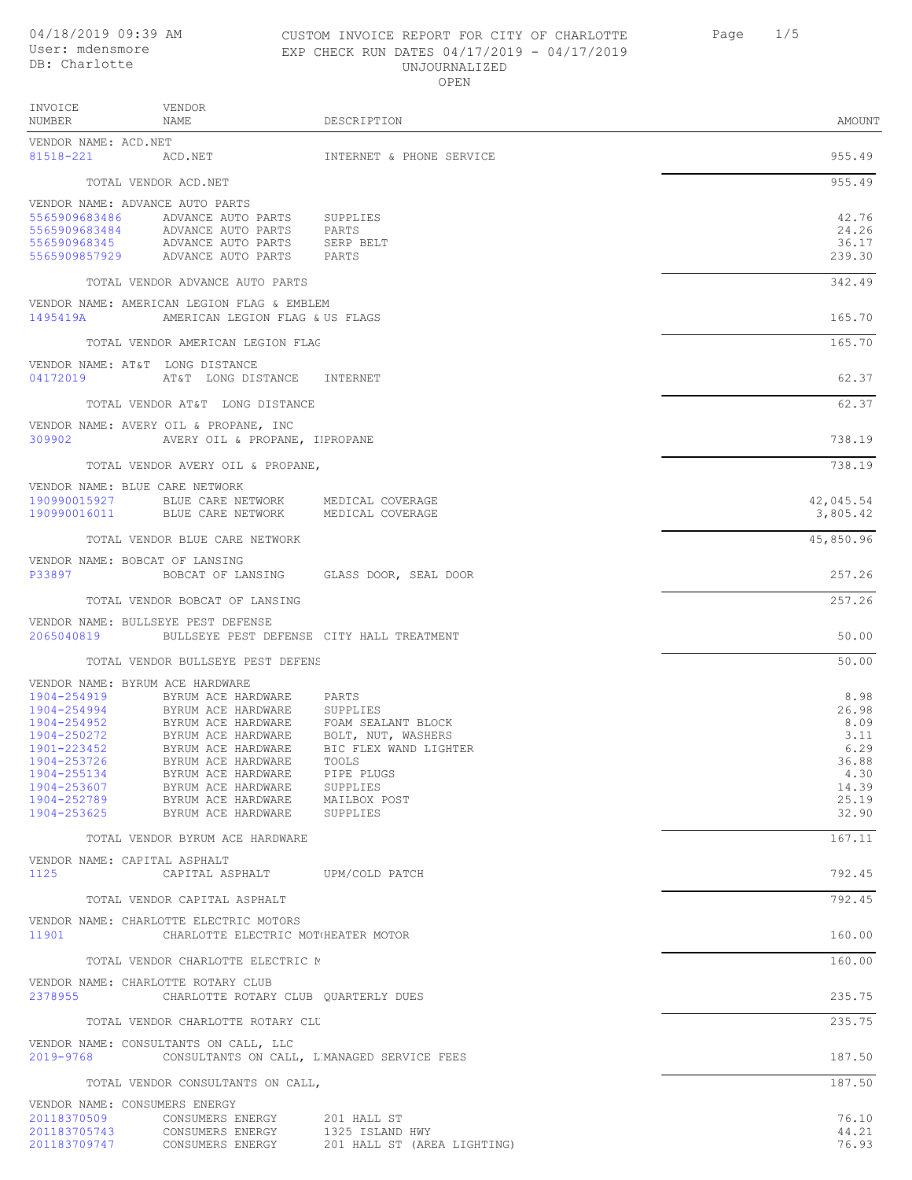04/18/2019 09:39 AM
User: mdensmore
DB: Charlotte

CUSTOM INVOICE REPORT FOR CITY OF CHARLOTTE
EXP CHECK RUN DATES 04/17/2019 - 04/17/2019
UNJOURNALIZED
OPEN

| INVOICE NUMBER | VENDOR NAME | DESCRIPTION | AMOUNT |
|---|---|---|---|
| VENDOR NAME: ACD.NET | | | |
| 81518-221 | ACD.NET | INTERNET & PHONE SERVICE | 955.49 |
| | TOTAL VENDOR ACD.NET | | 955.49 |
| VENDOR NAME: ADVANCE AUTO PARTS | | | |
| 5565909683486 | ADVANCE AUTO PARTS | SUPPLIES | 42.76 |
| 5565909683484 | ADVANCE AUTO PARTS | PARTS | 24.26 |
| 556590968345 | ADVANCE AUTO PARTS | SERP BELT | 36.17 |
| 5565909857929 | ADVANCE AUTO PARTS | PARTS | 239.30 |
| | TOTAL VENDOR ADVANCE AUTO PARTS | | 342.49 |
| VENDOR NAME: AMERICAN LEGION FLAG & EMBLEM | | | |
| 1495419A | AMERICAN LEGION FLAG & | US FLAGS | 165.70 |
| | TOTAL VENDOR AMERICAN LEGION FLAG | | 165.70 |
| VENDOR NAME: AT&T LONG DISTANCE | | | |
| 04172019 | AT&T LONG DISTANCE | INTERNET | 62.37 |
| | TOTAL VENDOR AT&T LONG DISTANCE | | 62.37 |
| VENDOR NAME: AVERY OIL & PROPANE, INC | | | |
| 309902 | AVERY OIL & PROPANE, II | PROPANE | 738.19 |
| | TOTAL VENDOR AVERY OIL & PROPANE, | | 738.19 |
| VENDOR NAME: BLUE CARE NETWORK | | | |
| 190990015927 | BLUE CARE NETWORK | MEDICAL COVERAGE | 42,045.54 |
| 190990016011 | BLUE CARE NETWORK | MEDICAL COVERAGE | 3,805.42 |
| | TOTAL VENDOR BLUE CARE NETWORK | | 45,850.96 |
| VENDOR NAME: BOBCAT OF LANSING | | | |
| P33897 | BOBCAT OF LANSING | GLASS DOOR, SEAL DOOR | 257.26 |
| | TOTAL VENDOR BOBCAT OF LANSING | | 257.26 |
| VENDOR NAME: BULLSEYE PEST DEFENSE | | | |
| 2065040819 | BULLSEYE PEST DEFENSE | CITY HALL TREATMENT | 50.00 |
| | TOTAL VENDOR BULLSEYE PEST DEFENS | | 50.00 |
| VENDOR NAME: BYRUM ACE HARDWARE | | | |
| 1904-254919 | BYRUM ACE HARDWARE | PARTS | 8.98 |
| 1904-254994 | BYRUM ACE HARDWARE | SUPPLIES | 26.98 |
| 1904-254952 | BYRUM ACE HARDWARE | FOAM SEALANT BLOCK | 8.09 |
| 1904-250272 | BYRUM ACE HARDWARE | BOLT, NUT, WASHERS | 3.11 |
| 1901-223452 | BYRUM ACE HARDWARE | BIC FLEX WAND LIGHTER | 6.29 |
| 1904-253726 | BYRUM ACE HARDWARE | TOOLS | 36.88 |
| 1904-255134 | BYRUM ACE HARDWARE | PIPE PLUGS | 4.30 |
| 1904-253607 | BYRUM ACE HARDWARE | SUPPLIES | 14.39 |
| 1904-252789 | BYRUM ACE HARDWARE | MAILBOX POST | 25.19 |
| 1904-253625 | BYRUM ACE HARDWARE | SUPPLIES | 32.90 |
| | TOTAL VENDOR BYRUM ACE HARDWARE | | 167.11 |
| VENDOR NAME: CAPITAL ASPHALT | | | |
| 1125 | CAPITAL ASPHALT | UPM/COLD PATCH | 792.45 |
| | TOTAL VENDOR CAPITAL ASPHALT | | 792.45 |
| VENDOR NAME: CHARLOTTE ELECTRIC MOTORS | | | |
| 11901 | CHARLOTTE ELECTRIC MOT( | HEATER MOTOR | 160.00 |
| | TOTAL VENDOR CHARLOTTE ELECTRIC M | | 160.00 |
| VENDOR NAME: CHARLOTTE ROTARY CLUB | | | |
| 2378955 | CHARLOTTE ROTARY CLUB | QUARTERLY DUES | 235.75 |
| | TOTAL VENDOR CHARLOTTE ROTARY CLU | | 235.75 |
| VENDOR NAME: CONSULTANTS ON CALL, LLC | | | |
| 2019-9768 | CONSULTANTS ON CALL, L | MANAGED SERVICE FEES | 187.50 |
| | TOTAL VENDOR CONSULTANTS ON CALL, | | 187.50 |
| VENDOR NAME: CONSUMERS ENERGY | | | |
| 201118370509 | CONSUMERS ENERGY | 201 HALL ST | 76.10 |
| 201183705743 | CONSUMERS ENERGY | 1325 ISLAND HWY | 44.21 |
| 201183709747 | CONSUMERS ENERGY | 201 HALL ST (AREA LIGHTING) | 76.93 |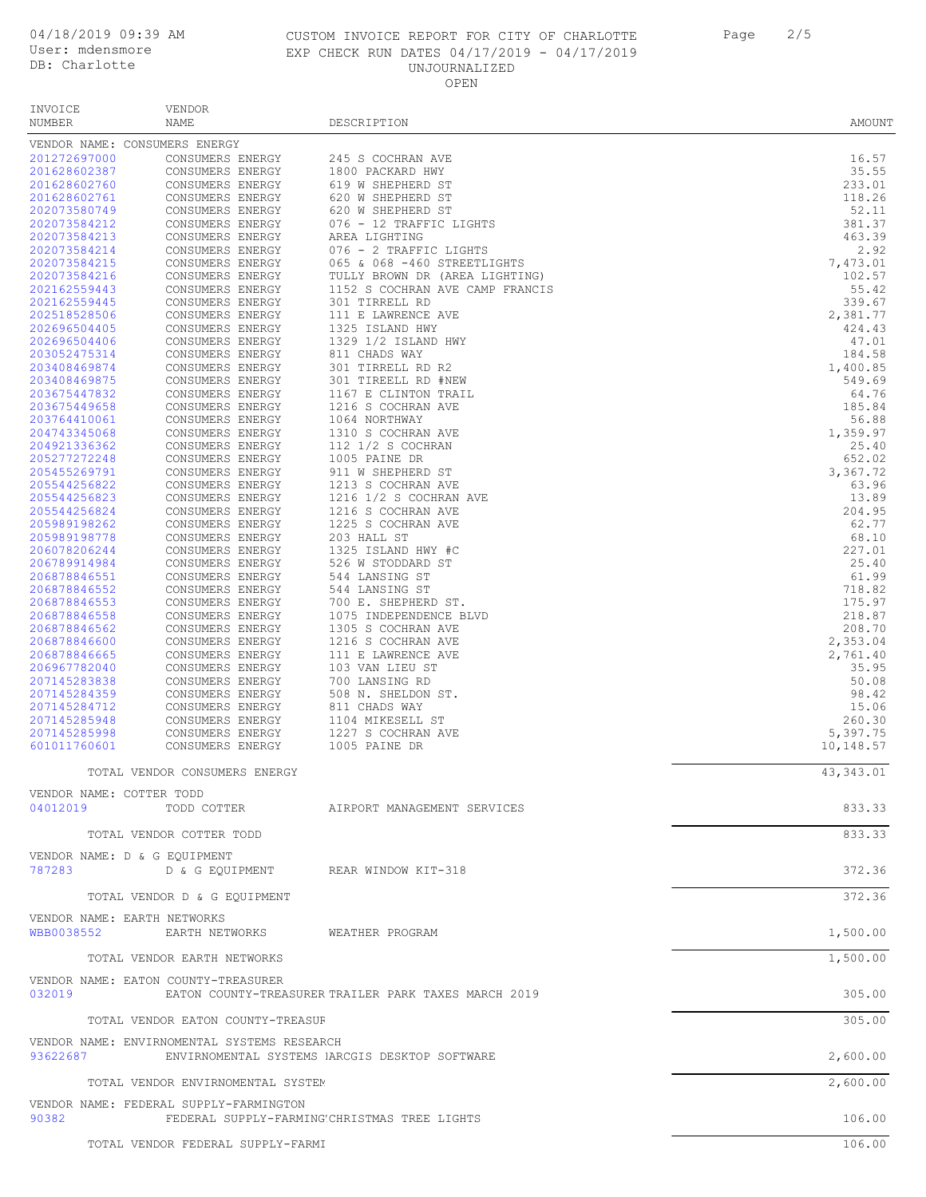CUSTOM INVOICE REPORT FOR CITY OF CHARLOTTE
EXP CHECK RUN DATES 04/17/2019 - 04/17/2019
UNJOURNALIZED
OPEN

04/18/2019 09:39 AM
User: mdensmore
DB: Charlotte

| INVOICE NUMBER | VENDOR NAME | DESCRIPTION | AMOUNT |
|---|---|---|---|
| VENDOR NAME: CONSUMERS ENERGY | | | |
| 201272697000 | CONSUMERS ENERGY | 245 S COCHRAN AVE | 16.57 |
| 201628602387 | CONSUMERS ENERGY | 1800 PACKARD HWY | 35.55 |
| 201628602760 | CONSUMERS ENERGY | 619 W SHEPHERD ST | 233.01 |
| 201628602761 | CONSUMERS ENERGY | 620 W SHEPHERD ST | 118.26 |
| 202073580749 | CONSUMERS ENERGY | 620 W SHEPHERD ST | 52.11 |
| 202073584212 | CONSUMERS ENERGY | 076 - 12 TRAFFIC LIGHTS | 381.37 |
| 202073584213 | CONSUMERS ENERGY | AREA LIGHTING | 463.39 |
| 202073584214 | CONSUMERS ENERGY | 076 - 2 TRAFFIC LIGHTS | 2.92 |
| 202073584215 | CONSUMERS ENERGY | 065 & 068 -460 STREETLIGHTS | 7,473.01 |
| 202073584216 | CONSUMERS ENERGY | TULLY BROWN DR (AREA LIGHTING) | 102.57 |
| 202162559443 | CONSUMERS ENERGY | 1152 S COCHRAN AVE CAMP FRANCIS | 55.42 |
| 202162559445 | CONSUMERS ENERGY | 301 TIRRELL RD | 339.67 |
| 202518528506 | CONSUMERS ENERGY | 111 E LAWRENCE AVE | 2,381.77 |
| 202696504405 | CONSUMERS ENERGY | 1325 ISLAND HWY | 424.43 |
| 202696504406 | CONSUMERS ENERGY | 1329 1/2 ISLAND HWY | 47.01 |
| 203052475314 | CONSUMERS ENERGY | 811 CHADS WAY | 184.58 |
| 203408469874 | CONSUMERS ENERGY | 301 TIRRELL RD R2 | 1,400.85 |
| 203408469875 | CONSUMERS ENERGY | 301 TIREELL RD #NEW | 549.69 |
| 203675447832 | CONSUMERS ENERGY | 1167 E CLINTON TRAIL | 64.76 |
| 203675449658 | CONSUMERS ENERGY | 1216 S COCHRAN AVE | 185.84 |
| 203764410061 | CONSUMERS ENERGY | 1064 NORTHWAY | 56.88 |
| 204743345068 | CONSUMERS ENERGY | 1310 S COCHRAN AVE | 1,359.97 |
| 204921336362 | CONSUMERS ENERGY | 112 1/2 S COCHRAN | 25.40 |
| 205277272248 | CONSUMERS ENERGY | 1005 PAINE DR | 652.02 |
| 205455269791 | CONSUMERS ENERGY | 911 W SHEPHERD ST | 3,367.72 |
| 205544256822 | CONSUMERS ENERGY | 1213 S COCHRAN AVE | 63.96 |
| 205544256823 | CONSUMERS ENERGY | 1216 1/2 S COCHRAN AVE | 13.89 |
| 205544256824 | CONSUMERS ENERGY | 1216 S COCHRAN AVE | 204.95 |
| 205989198262 | CONSUMERS ENERGY | 1225 S COCHRAN AVE | 62.77 |
| 205989198778 | CONSUMERS ENERGY | 203 HALL ST | 68.10 |
| 206078206244 | CONSUMERS ENERGY | 1325 ISLAND HWY #C | 227.01 |
| 206789914984 | CONSUMERS ENERGY | 526 W STODDARD ST | 25.40 |
| 206878846551 | CONSUMERS ENERGY | 544 LANSING ST | 61.99 |
| 206878846552 | CONSUMERS ENERGY | 544 LANSING ST | 718.82 |
| 206878846553 | CONSUMERS ENERGY | 700 E. SHEPHERD ST. | 175.97 |
| 206878846558 | CONSUMERS ENERGY | 1075 INDEPENDENCE BLVD | 218.87 |
| 206878846562 | CONSUMERS ENERGY | 1305 S COCHRAN AVE | 208.70 |
| 206878846600 | CONSUMERS ENERGY | 1216 S COCHRAN AVE | 2,353.04 |
| 206878846665 | CONSUMERS ENERGY | 111 E LAWRENCE AVE | 2,761.40 |
| 206967782040 | CONSUMERS ENERGY | 103 VAN LIEU ST | 35.95 |
| 207145283838 | CONSUMERS ENERGY | 700 LANSING RD | 50.08 |
| 207145284359 | CONSUMERS ENERGY | 508 N. SHELDON ST. | 98.42 |
| 207145284712 | CONSUMERS ENERGY | 811 CHADS WAY | 15.06 |
| 207145285948 | CONSUMERS ENERGY | 1104 MIKESELL ST | 260.30 |
| 207145285998 | CONSUMERS ENERGY | 1227 S COCHRAN AVE | 5,397.75 |
| 601011760601 | CONSUMERS ENERGY | 1005 PAINE DR | 10,148.57 |
| | TOTAL VENDOR CONSUMERS ENERGY | | 43,343.01 |
| VENDOR NAME: COTTER TODD | | | |
| 04012019 | TODD COTTER | AIRPORT MANAGEMENT SERVICES | 833.33 |
| | TOTAL VENDOR COTTER TODD | | 833.33 |
| VENDOR NAME: D & G EQUIPMENT | | | |
| 787283 | D & G EQUIPMENT | REAR WINDOW KIT-318 | 372.36 |
| | TOTAL VENDOR D & G EQUIPMENT | | 372.36 |
| VENDOR NAME: EARTH NETWORKS | | | |
| WBB0038552 | EARTH NETWORKS | WEATHER PROGRAM | 1,500.00 |
| | TOTAL VENDOR EARTH NETWORKS | | 1,500.00 |
| VENDOR NAME: EATON COUNTY-TREASURER | | | |
| 032019 | EATON COUNTY-TREASURER | TRAILER PARK TAXES MARCH 2019 | 305.00 |
| | TOTAL VENDOR EATON COUNTY-TREASUR | | 305.00 |
| VENDOR NAME: ENVIRNOMENTAL SYSTEMS RESEARCH | | | |
| 93622687 | ENVIRNOMENTAL SYSTEMS I | ARCGIS DESKTOP SOFTWARE | 2,600.00 |
| | TOTAL VENDOR ENVIRNOMENTAL SYSTEM | | 2,600.00 |
| VENDOR NAME: FEDERAL SUPPLY-FARMINGTON | | | |
| 90382 | FEDERAL SUPPLY-FARMING | CHRISTMAS TREE LIGHTS | 106.00 |
| | TOTAL VENDOR FEDERAL SUPPLY-FARMI | | 106.00 |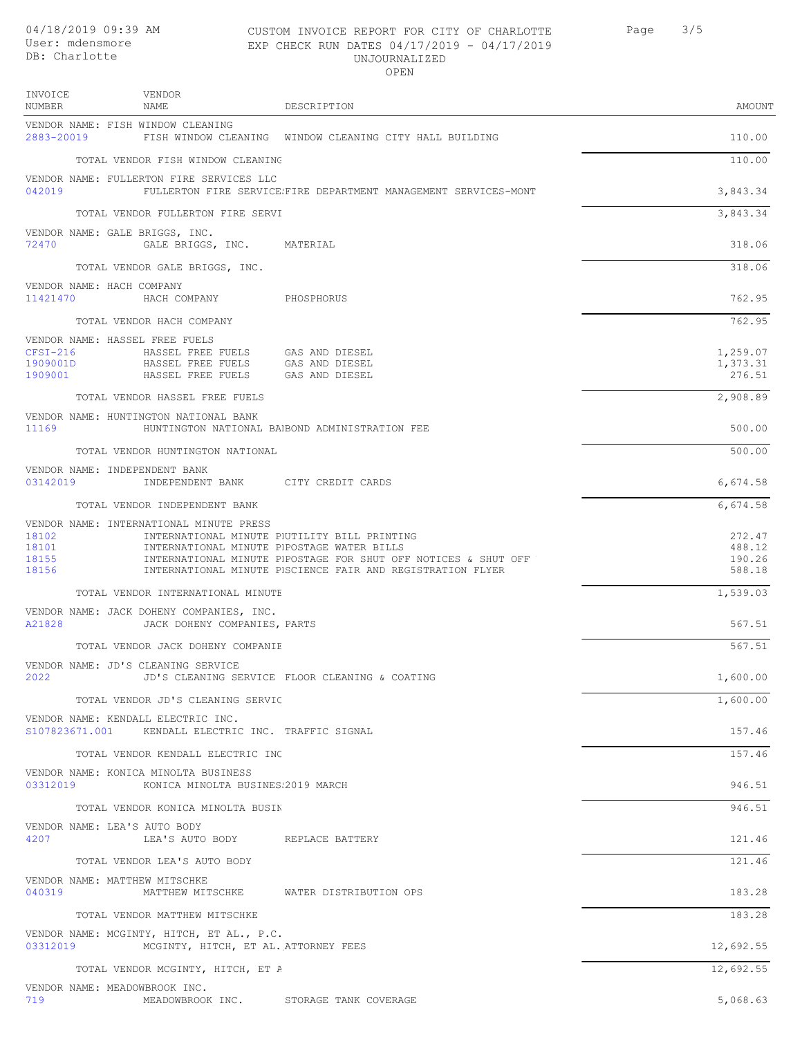CUSTOM INVOICE REPORT FOR CITY OF CHARLOTTE
EXP CHECK RUN DATES 04/17/2019 - 04/17/2019
UNJOURNALIZED
OPEN

04/18/2019 09:39 AM
User: mdensmore
DB: Charlotte

| INVOICE NUMBER | VENDOR NAME | DESCRIPTION | AMOUNT |
|---|---|---|---|
| VENDOR NAME: FISH WINDOW CLEANING | | | |
| 2883-20019 | FISH WINDOW CLEANING | WINDOW CLEANING CITY HALL BUILDING | 110.00 |
| | TOTAL VENDOR FISH WINDOW CLEANING | | 110.00 |
| VENDOR NAME: FULLERTON FIRE SERVICES LLC | | | |
| 042019 | FULLERTON FIRE SERVICE | FIRE DEPARTMENT MANAGEMENT SERVICES-MONT | 3,843.34 |
| | TOTAL VENDOR FULLERTON FIRE SERVI | | 3,843.34 |
| VENDOR NAME: GALE BRIGGS, INC. | | | |
| 72470 | GALE BRIGGS, INC. | MATERIAL | 318.06 |
| | TOTAL VENDOR GALE BRIGGS, INC. | | 318.06 |
| VENDOR NAME: HACH COMPANY | | | |
| 11421470 | HACH COMPANY | PHOSPHORUS | 762.95 |
| | TOTAL VENDOR HACH COMPANY | | 762.95 |
| VENDOR NAME: HASSEL FREE FUELS | | | |
| CFSI-216 | HASSEL FREE FUELS | GAS AND DIESEL | 1,259.07 |
| 1909001D | HASSEL FREE FUELS | GAS AND DIESEL | 1,373.31 |
| 1909001 | HASSEL FREE FUELS | GAS AND DIESEL | 276.51 |
| | TOTAL VENDOR HASSEL FREE FUELS | | 2,908.89 |
| VENDOR NAME: HUNTINGTON NATIONAL BANK | | | |
| 11169 | HUNTINGTON NATIONAL BA | BOND ADMINISTRATION FEE | 500.00 |
| | TOTAL VENDOR HUNTINGTON NATIONAL | | 500.00 |
| VENDOR NAME: INDEPENDENT BANK | | | |
| 03142019 | INDEPENDENT BANK | CITY CREDIT CARDS | 6,674.58 |
| | TOTAL VENDOR INDEPENDENT BANK | | 6,674.58 |
| VENDOR NAME: INTERNATIONAL MINUTE PRESS | | | |
| 18102 | INTERNATIONAL MINUTE P | UTILITY BILL PRINTING | 272.47 |
| 18101 | INTERNATIONAL MINUTE P | POSTAGE WATER BILLS | 488.12 |
| 18155 | INTERNATIONAL MINUTE P | POSTAGE FOR SHUT OFF NOTICES & SHUT OFF | 190.26 |
| 18156 | INTERNATIONAL MINUTE P | SCIENCE FAIR AND REGISTRATION FLYER | 588.18 |
| | TOTAL VENDOR INTERNATIONAL MINUTE | | 1,539.03 |
| VENDOR NAME: JACK DOHENY COMPANIES, INC. | | | |
| A21828 | JACK DOHENY COMPANIES, | PARTS | 567.51 |
| | TOTAL VENDOR JACK DOHENY COMPANIE | | 567.51 |
| VENDOR NAME: JD'S CLEANING SERVICE | | | |
| 2022 | JD'S CLEANING SERVICE | FLOOR CLEANING & COATING | 1,600.00 |
| | TOTAL VENDOR JD'S CLEANING SERVIC | | 1,600.00 |
| VENDOR NAME: KENDALL ELECTRIC INC. | | | |
| S107823671.001 | KENDALL ELECTRIC INC. | TRAFFIC SIGNAL | 157.46 |
| | TOTAL VENDOR KENDALL ELECTRIC INC | | 157.46 |
| VENDOR NAME: KONICA MINOLTA BUSINESS | | | |
| 03312019 | KONICA MINOLTA BUSINES | 2019 MARCH | 946.51 |
| | TOTAL VENDOR KONICA MINOLTA BUSIN | | 946.51 |
| VENDOR NAME: LEA'S AUTO BODY | | | |
| 4207 | LEA'S AUTO BODY | REPLACE BATTERY | 121.46 |
| | TOTAL VENDOR LEA'S AUTO BODY | | 121.46 |
| VENDOR NAME: MATTHEW MITSCHKE | | | |
| 040319 | MATTHEW MITSCHKE | WATER DISTRIBUTION OPS | 183.28 |
| | TOTAL VENDOR MATTHEW MITSCHKE | | 183.28 |
| VENDOR NAME: MCGINTY, HITCH, ET AL., P.C. | | | |
| 03312019 | MCGINTY, HITCH, ET AL. | ATTORNEY FEES | 12,692.55 |
| | TOTAL VENDOR MCGINTY, HITCH, ET A | | 12,692.55 |
| VENDOR NAME: MEADOWBROOK INC. | | | |
| 719 | MEADOWBROOK INC. | STORAGE TANK COVERAGE | 5,068.63 |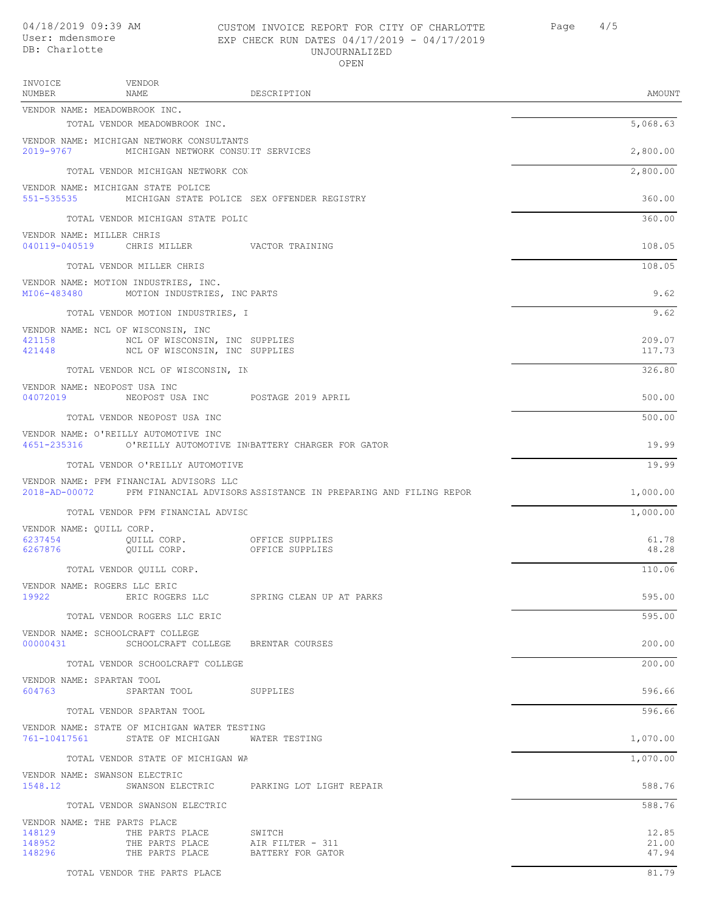CUSTOM INVOICE REPORT FOR CITY OF CHARLOTTE
EXP CHECK RUN DATES 04/17/2019 - 04/17/2019
UNJOURNALIZED
OPEN

04/18/2019 09:39 AM
User: mdensmore
DB: Charlotte

| INVOICE NUMBER | VENDOR NAME | DESCRIPTION | AMOUNT |
|---|---|---|---|
| VENDOR NAME: MEADOWBROOK INC. | | | |
| | TOTAL VENDOR MEADOWBROOK INC. | | 5,068.63 |
| VENDOR NAME: MICHIGAN NETWORK CONSULTANTS | | | |
| 2019-9767 | MICHIGAN NETWORK CONSU | IT SERVICES | 2,800.00 |
| | TOTAL VENDOR MICHIGAN NETWORK CON | | 2,800.00 |
| VENDOR NAME: MICHIGAN STATE POLICE | | | |
| 551-535535 | MICHIGAN STATE POLICE | SEX OFFENDER REGISTRY | 360.00 |
| | TOTAL VENDOR MICHIGAN STATE POLIC | | 360.00 |
| VENDOR NAME: MILLER CHRIS | | | |
| 040119-040519 | CHRIS MILLER | VACTOR TRAINING | 108.05 |
| | TOTAL VENDOR MILLER CHRIS | | 108.05 |
| VENDOR NAME: MOTION INDUSTRIES, INC. | | | |
| MI06-483480 | MOTION INDUSTRIES, INC | PARTS | 9.62 |
| | TOTAL VENDOR MOTION INDUSTRIES, I | | 9.62 |
| VENDOR NAME: NCL OF WISCONSIN, INC | | | |
| 421158 | NCL OF WISCONSIN, INC | SUPPLIES | 209.07 |
| 421448 | NCL OF WISCONSIN, INC | SUPPLIES | 117.73 |
| | TOTAL VENDOR NCL OF WISCONSIN, IN | | 326.80 |
| VENDOR NAME: NEOPOST USA INC | | | |
| 04072019 | NEOPOST USA INC | POSTAGE 2019 APRIL | 500.00 |
| | TOTAL VENDOR NEOPOST USA INC | | 500.00 |
| VENDOR NAME: O'REILLY AUTOMOTIVE INC | | | |
| 4651-235316 | O'REILLY AUTOMOTIVE IN | BATTERY CHARGER FOR GATOR | 19.99 |
| | TOTAL VENDOR O'REILLY AUTOMOTIVE | | 19.99 |
| VENDOR NAME: PFM FINANCIAL ADVISORS LLC | | | |
| 2018-AD-00072 | PFM FINANCIAL ADVISORS | ASSISTANCE IN PREPARING AND FILING REPOR | 1,000.00 |
| | TOTAL VENDOR PFM FINANCIAL ADVISC | | 1,000.00 |
| VENDOR NAME: QUILL CORP. | | | |
| 6237454 | QUILL CORP. | OFFICE SUPPLIES | 61.78 |
| 6267876 | QUILL CORP. | OFFICE SUPPLIES | 48.28 |
| | TOTAL VENDOR QUILL CORP. | | 110.06 |
| VENDOR NAME: ROGERS LLC ERIC | | | |
| 19922 | ERIC ROGERS LLC | SPRING CLEAN UP AT PARKS | 595.00 |
| | TOTAL VENDOR ROGERS LLC ERIC | | 595.00 |
| VENDOR NAME: SCHOOLCRAFT COLLEGE | | | |
| 00000431 | SCHOOLCRAFT COLLEGE | BRENTAR COURSES | 200.00 |
| | TOTAL VENDOR SCHOOLCRAFT COLLEGE | | 200.00 |
| VENDOR NAME: SPARTAN TOOL | | | |
| 604763 | SPARTAN TOOL | SUPPLIES | 596.66 |
| | TOTAL VENDOR SPARTAN TOOL | | 596.66 |
| VENDOR NAME: STATE OF MICHIGAN WATER TESTING | | | |
| 761-10417561 | STATE OF MICHIGAN | WATER TESTING | 1,070.00 |
| | TOTAL VENDOR STATE OF MICHIGAN WA | | 1,070.00 |
| VENDOR NAME: SWANSON ELECTRIC | | | |
| 1548.12 | SWANSON ELECTRIC | PARKING LOT LIGHT REPAIR | 588.76 |
| | TOTAL VENDOR SWANSON ELECTRIC | | 588.76 |
| VENDOR NAME: THE PARTS PLACE | | | |
| 148129 | THE PARTS PLACE | SWITCH | 12.85 |
| 148952 | THE PARTS PLACE | AIR FILTER - 311 | 21.00 |
| 148296 | THE PARTS PLACE | BATTERY FOR GATOR | 47.94 |
| | TOTAL VENDOR THE PARTS PLACE | | 81.79 |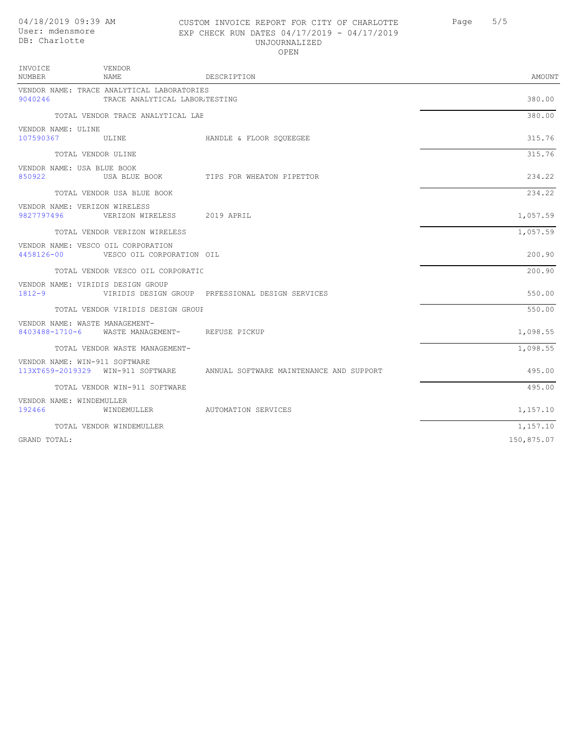CUSTOM INVOICE REPORT FOR CITY OF CHARLOTTE
EXP CHECK RUN DATES 04/17/2019 - 04/17/2019
UNJOURNALIZED
OPEN

04/18/2019 09:39 AM
User: mdensmore
DB: Charlotte

| INVOICE NUMBER | VENDOR NAME | DESCRIPTION | AMOUNT |
|---|---|---|---|
| VENDOR NAME: TRACE ANALYTICAL LABORATORIES | | | |
| 9040246 | TRACE ANALYTICAL LABOR | TESTING | 380.00 |
| | TOTAL VENDOR TRACE ANALYTICAL LAE | | 380.00 |
| VENDOR NAME: ULINE | | | |
| 107590367 | ULINE | HANDLE & FLOOR SQUEEGEE | 315.76 |
| | TOTAL VENDOR ULINE | | 315.76 |
| VENDOR NAME: USA BLUE BOOK | | | |
| 850922 | USA BLUE BOOK | TIPS FOR WHEATON PIPETTOR | 234.22 |
| | TOTAL VENDOR USA BLUE BOOK | | 234.22 |
| VENDOR NAME: VERIZON WIRELESS | | | |
| 9827797496 | VERIZON WIRELESS | 2019 APRIL | 1,057.59 |
| | TOTAL VENDOR VERIZON WIRELESS | | 1,057.59 |
| VENDOR NAME: VESCO OIL CORPORATION | | | |
| 4458126-00 | VESCO OIL CORPORATION | OIL | 200.90 |
| | TOTAL VENDOR VESCO OIL CORPORATIC | | 200.90 |
| VENDOR NAME: VIRIDIS DESIGN GROUP | | | |
| 1812-9 | VIRIDIS DESIGN GROUP | PRFESSIONAL DESIGN SERVICES | 550.00 |
| | TOTAL VENDOR VIRIDIS DESIGN GROUF | | 550.00 |
| VENDOR NAME: WASTE MANAGEMENT- | | | |
| 8403488-1710-6 | WASTE MANAGEMENT- | REFUSE PICKUP | 1,098.55 |
| | TOTAL VENDOR WASTE MANAGEMENT- | | 1,098.55 |
| VENDOR NAME: WIN-911 SOFTWARE | | | |
| 113XT659-2019329 | WIN-911 SOFTWARE | ANNUAL SOFTWARE MAINTENANCE AND SUPPORT | 495.00 |
| | TOTAL VENDOR WIN-911 SOFTWARE | | 495.00 |
| VENDOR NAME: WINDEMULLER | | | |
| 192466 | WINDEMULLER | AUTOMATION SERVICES | 1,157.10 |
| | TOTAL VENDOR WINDEMULLER | | 1,157.10 |
| GRAND TOTAL: | | | 150,875.07 |